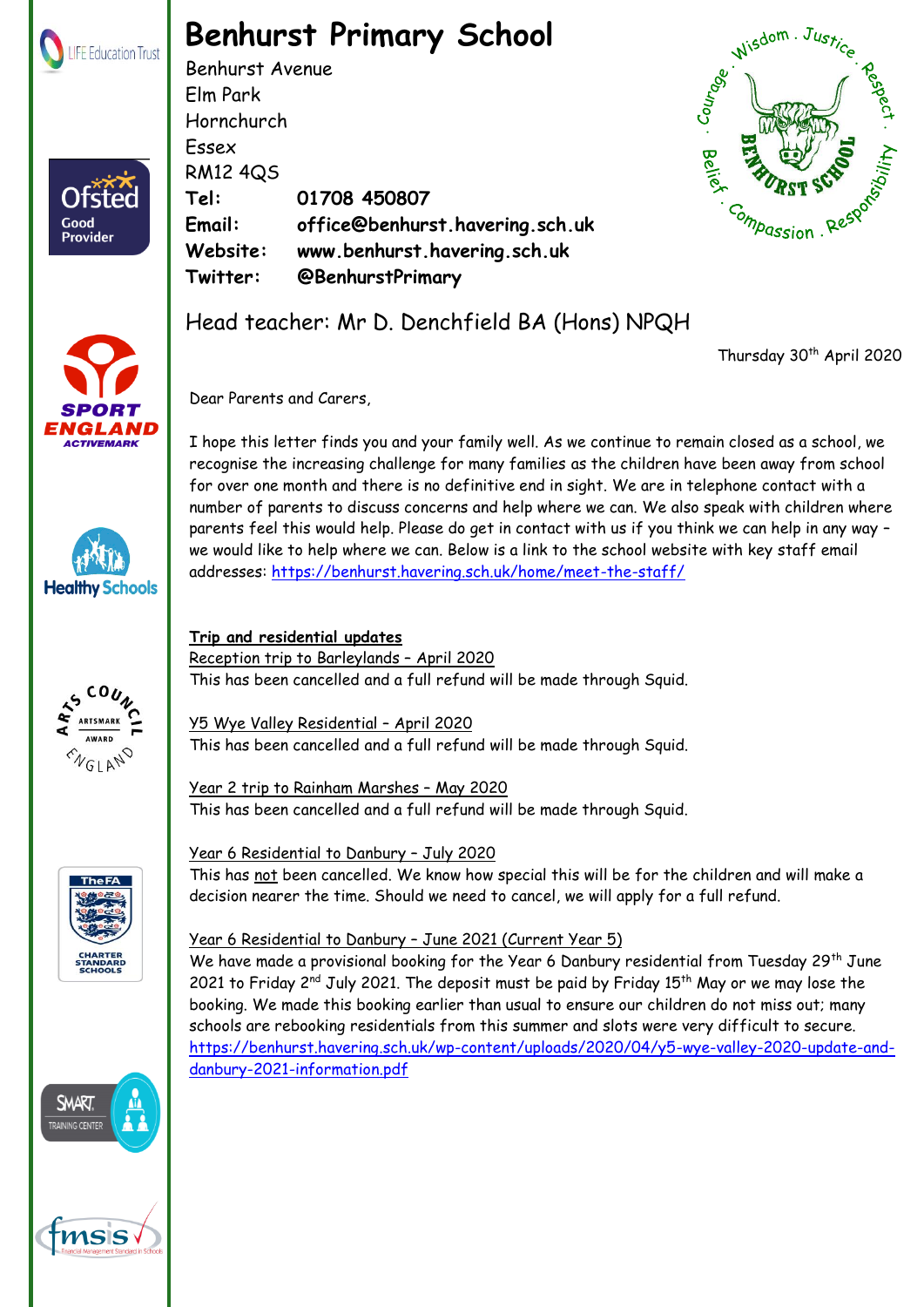# Benhurst Primary School

Benhurst Avenue
Elm Park
Hornchurch
Essex
RM12 4QS

**Tel:** **01708 450807**
**Email:** **office@benhurst.havering.sch.uk**
**Website:** **www.benhurst.havering.sch.uk**
**Twitter:** **@BenhurstPrimary**

Head teacher: Mr D. Denchfield BA (Hons) NPQH

Thursday 30th April 2020

Dear Parents and Carers,

I hope this letter finds you and your family well. As we continue to remain closed as a school, we recognise the increasing challenge for many families as the children have been away from school for over one month and there is no definitive end in sight. We are in telephone contact with a number of parents to discuss concerns and help where we can. We also speak with children where parents feel this would help. Please do get in contact with us if you think we can help in any way – we would like to help where we can. Below is a link to the school website with key staff email addresses: https://benhurst.havering.sch.uk/home/meet-the-staff/

**Trip and residential updates**

Reception trip to Barleylands – April 2020
This has been cancelled and a full refund will be made through Squid.

Y5 Wye Valley Residential – April 2020
This has been cancelled and a full refund will be made through Squid.

Year 2 trip to Rainham Marshes – May 2020
This has been cancelled and a full refund will be made through Squid.

Year 6 Residential to Danbury – July 2020
This has not been cancelled. We know how special this will be for the children and will make a decision nearer the time. Should we need to cancel, we will apply for a full refund.

Year 6 Residential to Danbury – June 2021 (Current Year 5)
We have made a provisional booking for the Year 6 Danbury residential from Tuesday 29th June 2021 to Friday 2nd July 2021. The deposit must be paid by Friday 15th May or we may lose the booking. We made this booking earlier than usual to ensure our children do not miss out; many schools are rebooking residentials from this summer and slots were very difficult to secure.
https://benhurst.havering.sch.uk/wp-content/uploads/2020/04/y5-wye-valley-2020-update-and-danbury-2021-information.pdf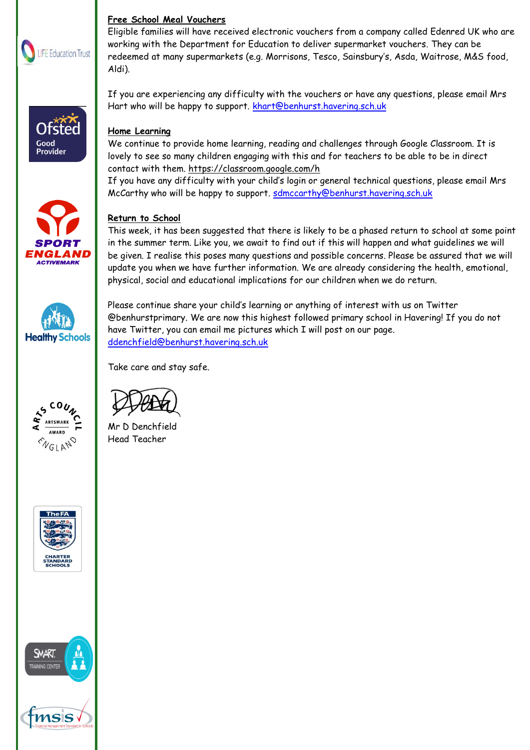**Free School Meal Vouchers**

Eligible families will have received electronic vouchers from a company called Edenred UK who are working with the Department for Education to deliver supermarket vouchers. They can be redeemed at many supermarkets (e.g. Morrisons, Tesco, Sainsbury's, Asda, Waitrose, M&S food, Aldi).

If you are experiencing any difficulty with the vouchers or have any questions, please email Mrs Hart who will be happy to support. khart@benhurst.havering.sch.uk

**Home Learning**

We continue to provide home learning, reading and challenges through Google Classroom. It is lovely to see so many children engaging with this and for teachers to be able to be in direct contact with them. https://classroom.google.com/h

If you have any difficulty with your child's login or general technical questions, please email Mrs McCarthy who will be happy to support. sdmccarthy@benhurst.havering.sch.uk

**Return to School**

This week, it has been suggested that there is likely to be a phased return to school at some point in the summer term. Like you, we await to find out if this will happen and what guidelines we will be given. I realise this poses many questions and possible concerns. Please be assured that we will update you when we have further information. We are already considering the health, emotional, physical, social and educational implications for our children when we do return.

Please continue share your child's learning or anything of interest with us on Twitter @benhurstprimary. We are now this highest followed primary school in Havering! If you do not have Twitter, you can email me pictures which I will post on our page. ddenchfield@benhurst.havering.sch.uk

Take care and stay safe.

Mr D Denchfield
Head Teacher